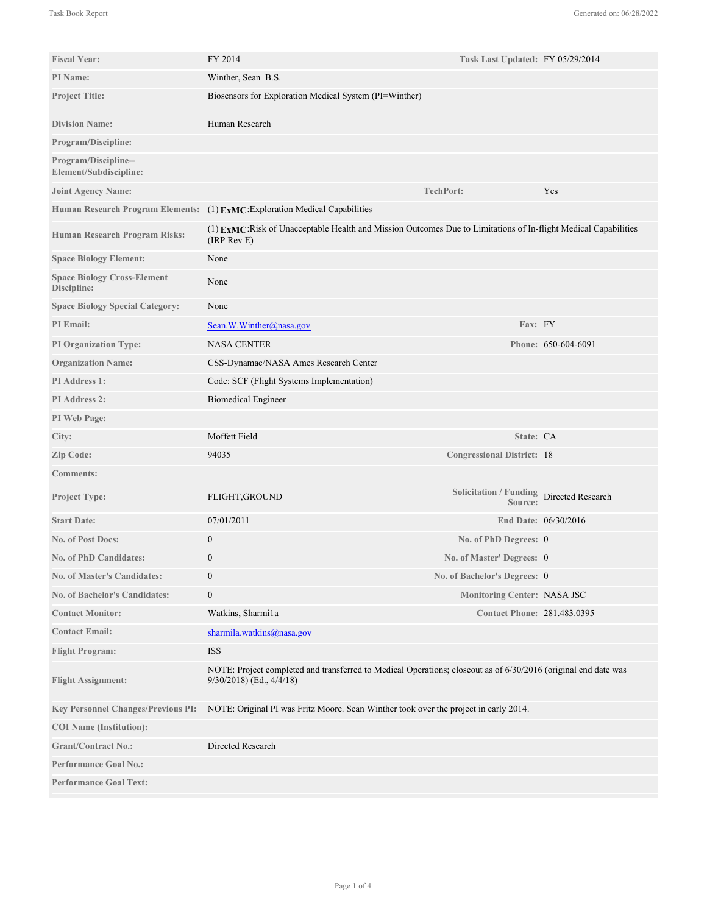| | | | |
|---|---|---|---|
| **Fiscal Year:** | FY 2014 | **Task Last Updated:** | FY 05/29/2014 |
| **PI Name:** | Winther, Sean B.S. | | |
| **Project Title:** | Biosensors for Exploration Medical System (PI=Winther) | | |
| **Division Name:** | Human Research | | |
| **Program/Discipline:** | | | |
| **Program/Discipline--Element/Subdiscipline:** | | | |
| **Joint Agency Name:** | | **TechPort:** | Yes |
| **Human Research Program Elements:** | (1) **ExMC**:Exploration Medical Capabilities | | |
| **Human Research Program Risks:** | (1) **ExMC**:Risk of Unacceptable Health and Mission Outcomes Due to Limitations of In-flight Medical Capabilities (IRP Rev E) | | |
| **Space Biology Element:** | None | | |
| **Space Biology Cross-Element Discipline:** | None | | |
| **Space Biology Special Category:** | None | | |
| **PI Email:** | Sean.W.Winther@nasa.gov | **Fax:** | FY |
| **PI Organization Type:** | NASA CENTER | **Phone:** | 650-604-6091 |
| **Organization Name:** | CSS-Dynamac/NASA Ames Research Center | | |
| **PI Address 1:** | Code: SCF (Flight Systems Implementation) | | |
| **PI Address 2:** | Biomedical Engineer | | |
| **PI Web Page:** | | | |
| **City:** | Moffett Field | **State:** | CA |
| **Zip Code:** | 94035 | **Congressional District:** | 18 |
| **Comments:** | | | |
| **Project Type:** | FLIGHT,GROUND | **Solicitation / Funding Source:** | Directed Research |
| **Start Date:** | 07/01/2011 | **End Date:** | 06/30/2016 |
| **No. of Post Docs:** | 0 | **No. of PhD Degrees:** | 0 |
| **No. of PhD Candidates:** | 0 | **No. of Master' Degrees:** | 0 |
| **No. of Master's Candidates:** | 0 | **No. of Bachelor's Degrees:** | 0 |
| **No. of Bachelor's Candidates:** | 0 | **Monitoring Center:** | NASA JSC |
| **Contact Monitor:** | Watkins, Sharmi1a | **Contact Phone:** | 281.483.0395 |
| **Contact Email:** | sharmila.watkins@nasa.gov | | |
| **Flight Program:** | ISS | | |
| **Flight Assignment:** | NOTE: Project completed and transferred to Medical Operations; closeout as of 6/30/2016 (original end date was 9/30/2018) (Ed., 4/4/18) | | |
| **Key Personnel Changes/Previous PI:** | NOTE: Original PI was Fritz Moore. Sean Winther took over the project in early 2014. | | |
| **COI Name (Institution):** | | | |
| **Grant/Contract No.:** | Directed Research | | |
| **Performance Goal No.:** | | | |
| **Performance Goal Text:** | | | |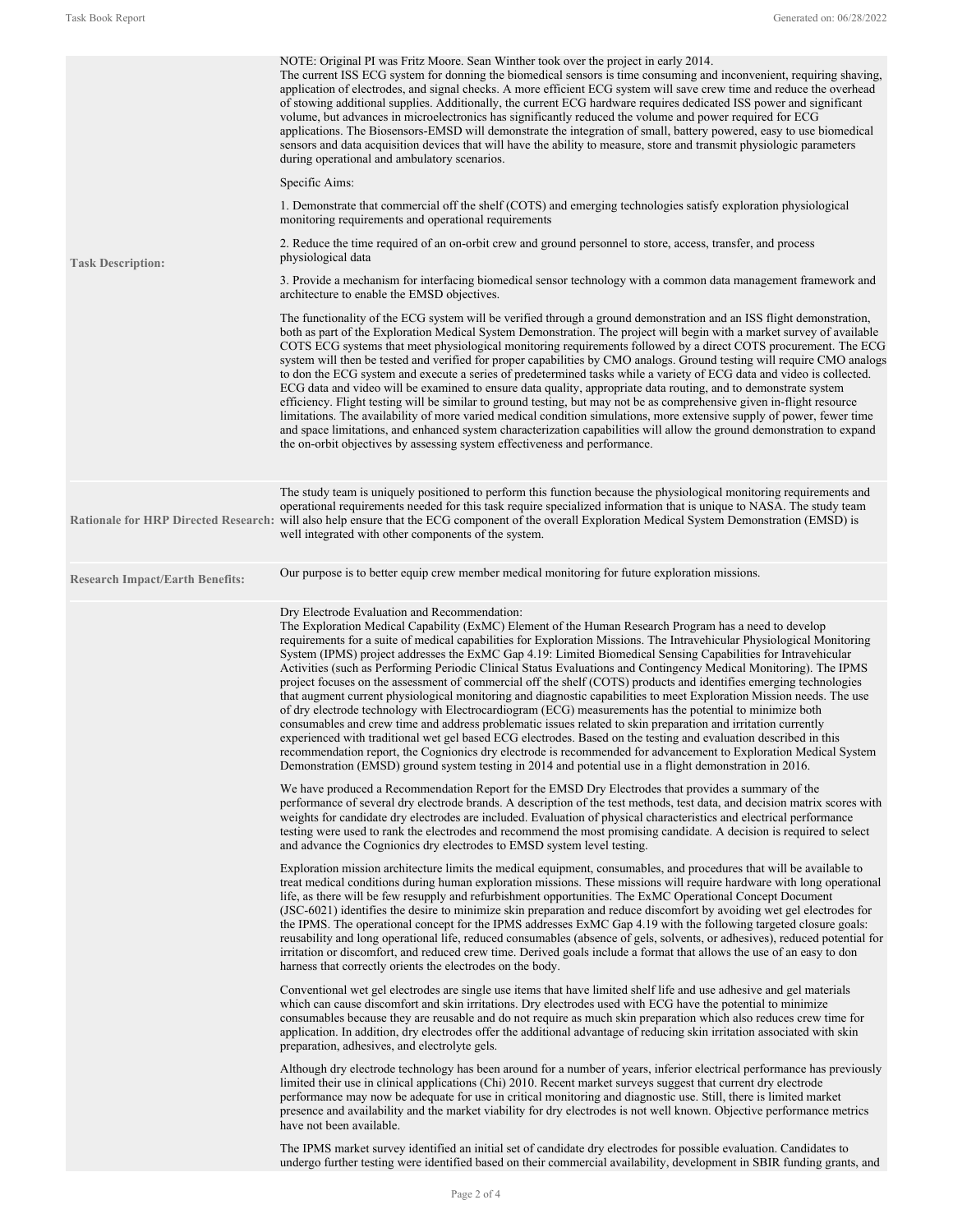| | |
|---|---|
| **Task Description:** | NOTE: Original PI was Fritz Moore. Sean Winther took over the project in early 2014.<br>The current ISS ECG system for donning the biomedical sensors is time consuming and inconvenient, requiring shaving, application of electrodes, and signal checks. A more efficient ECG system will save crew time and reduce the overhead of stowing additional supplies. Additionally, the current ECG hardware requires dedicated ISS power and significant volume, but advances in microelectronics has significantly reduced the volume and power required for ECG applications. The Biosensors-EMSD will demonstrate the integration of small, battery powered, easy to use biomedical sensors and data acquisition devices that will have the ability to measure, store and transmit physiologic parameters during operational and ambulatory scenarios.<br><br>Specific Aims:<br><br>1. Demonstrate that commercial off the shelf (COTS) and emerging technologies satisfy exploration physiological monitoring requirements and operational requirements<br><br>2. Reduce the time required of an on-orbit crew and ground personnel to store, access, transfer, and process physiological data<br><br>3. Provide a mechanism for interfacing biomedical sensor technology with a common data management framework and architecture to enable the EMSD objectives.<br><br>The functionality of the ECG system will be verified through a ground demonstration and an ISS flight demonstration, both as part of the Exploration Medical System Demonstration. The project will begin with a market survey of available COTS ECG systems that meet physiological monitoring requirements followed by a direct COTS procurement. The ECG system will then be tested and verified for proper capabilities by CMO analogs. Ground testing will require CMO analogs to don the ECG system and execute a series of predetermined tasks while a variety of ECG data and video is collected. ECG data and video will be examined to ensure data quality, appropriate data routing, and to demonstrate system efficiency. Flight testing will be similar to ground testing, but may not be as comprehensive given in-flight resource limitations. The availability of more varied medical condition simulations, more extensive supply of power, fewer time and space limitations, and enhanced system characterization capabilities will allow the ground demonstration to expand the on-orbit objectives by assessing system effectiveness and performance. |
| **Rationale for HRP Directed Research:** | The study team is uniquely positioned to perform this function because the physiological monitoring requirements and operational requirements needed for this task require specialized information that is unique to NASA. The study team will also help ensure that the ECG component of the overall Exploration Medical System Demonstration (EMSD) is well integrated with other components of the system. |
| **Research Impact/Earth Benefits:** | Our purpose is to better equip crew member medical monitoring for future exploration missions. |
| | Dry Electrode Evaluation and Recommendation:<br>The Exploration Medical Capability (ExMC) Element of the Human Research Program has a need to develop requirements for a suite of medical capabilities for Exploration Missions. The Intravehicular Physiological Monitoring System (IPMS) project addresses the ExMC Gap 4.19: Limited Biomedical Sensing Capabilities for Intravehicular Activities (such as Performing Periodic Clinical Status Evaluations and Contingency Medical Monitoring). The IPMS project focuses on the assessment of commercial off the shelf (COTS) products and identifies emerging technologies that augment current physiological monitoring and diagnostic capabilities to meet Exploration Mission needs. The use of dry electrode technology with Electrocardiogram (ECG) measurements has the potential to minimize both consumables and crew time and address problematic issues related to skin preparation and irritation currently experienced with traditional wet gel based ECG electrodes. Based on the testing and evaluation described in this recommendation report, the Cognionics dry electrode is recommended for advancement to Exploration Medical System Demonstration (EMSD) ground system testing in 2014 and potential use in a flight demonstration in 2016.<br><br>We have produced a Recommendation Report for the EMSD Dry Electrodes that provides a summary of the performance of several dry electrode brands. A description of the test methods, test data, and decision matrix scores with weights for candidate dry electrodes are included. Evaluation of physical characteristics and electrical performance testing were used to rank the electrodes and recommend the most promising candidate. A decision is required to select and advance the Cognionics dry electrodes to EMSD system level testing.<br><br>Exploration mission architecture limits the medical equipment, consumables, and procedures that will be available to treat medical conditions during human exploration missions. These missions will require hardware with long operational life, as there will be few resupply and refurbishment opportunities. The ExMC Operational Concept Document (JSC-6021) identifies the desire to minimize skin preparation and reduce discomfort by avoiding wet gel electrodes for the IPMS. The operational concept for the IPMS addresses ExMC Gap 4.19 with the following targeted closure goals: reusability and long operational life, reduced consumables (absence of gels, solvents, or adhesives), reduced potential for irritation or discomfort, and reduced crew time. Derived goals include a format that allows the use of an easy to don harness that correctly orients the electrodes on the body.<br><br>Conventional wet gel electrodes are single use items that have limited shelf life and use adhesive and gel materials which can cause discomfort and skin irritations. Dry electrodes used with ECG have the potential to minimize consumables because they are reusable and do not require as much skin preparation which also reduces crew time for application. In addition, dry electrodes offer the additional advantage of reducing skin irritation associated with skin preparation, adhesives, and electrolyte gels.<br><br>Although dry electrode technology has been around for a number of years, inferior electrical performance has previously limited their use in clinical applications (Chi) 2010. Recent market surveys suggest that current dry electrode performance may now be adequate for use in critical monitoring and diagnostic use. Still, there is limited market presence and availability and the market viability for dry electrodes is not well known. Objective performance metrics have not been available.<br><br>The IPMS market survey identified an initial set of candidate dry electrodes for possible evaluation. Candidates to undergo further testing were identified based on their commercial availability, development in SBIR funding grants, and |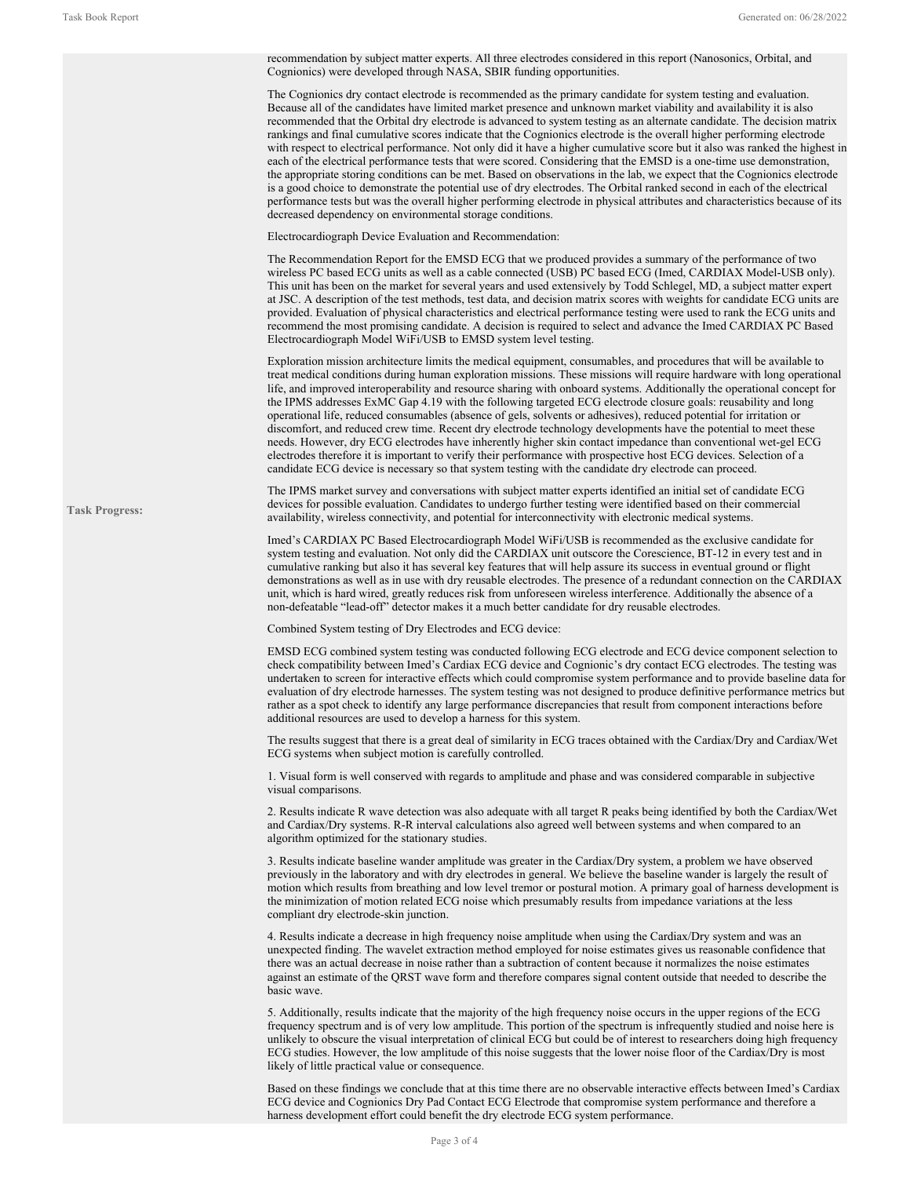recommendation by subject matter experts. All three electrodes considered in this report (Nanosonics, Orbital, and Cognionics) were developed through NASA, SBIR funding opportunities.

The Cognionics dry contact electrode is recommended as the primary candidate for system testing and evaluation. Because all of the candidates have limited market presence and unknown market viability and availability it is also recommended that the Orbital dry electrode is advanced to system testing as an alternate candidate. The decision matrix rankings and final cumulative scores indicate that the Cognionics electrode is the overall higher performing electrode with respect to electrical performance. Not only did it have a higher cumulative score but it also was ranked the highest in each of the electrical performance tests that were scored. Considering that the EMSD is a one-time use demonstration, the appropriate storing conditions can be met. Based on observations in the lab, we expect that the Cognionics electrode is a good choice to demonstrate the potential use of dry electrodes. The Orbital ranked second in each of the electrical performance tests but was the overall higher performing electrode in physical attributes and characteristics because of its decreased dependency on environmental storage conditions.

Electrocardiograph Device Evaluation and Recommendation:

The Recommendation Report for the EMSD ECG that we produced provides a summary of the performance of two wireless PC based ECG units as well as a cable connected (USB) PC based ECG (Imed, CARDIAX Model-USB only). This unit has been on the market for several years and used extensively by Todd Schlegel, MD, a subject matter expert at JSC. A description of the test methods, test data, and decision matrix scores with weights for candidate ECG units are provided. Evaluation of physical characteristics and electrical performance testing were used to rank the ECG units and recommend the most promising candidate. A decision is required to select and advance the Imed CARDIAX PC Based Electrocardiograph Model WiFi/USB to EMSD system level testing.

Exploration mission architecture limits the medical equipment, consumables, and procedures that will be available to treat medical conditions during human exploration missions. These missions will require hardware with long operational life, and improved interoperability and resource sharing with onboard systems. Additionally the operational concept for the IPMS addresses ExMC Gap 4.19 with the following targeted ECG electrode closure goals: reusability and long operational life, reduced consumables (absence of gels, solvents or adhesives), reduced potential for irritation or discomfort, and reduced crew time. Recent dry electrode technology developments have the potential to meet these needs. However, dry ECG electrodes have inherently higher skin contact impedance than conventional wet-gel ECG electrodes therefore it is important to verify their performance with prospective host ECG devices. Selection of a candidate ECG device is necessary so that system testing with the candidate dry electrode can proceed.

The IPMS market survey and conversations with subject matter experts identified an initial set of candidate ECG devices for possible evaluation. Candidates to undergo further testing were identified based on their commercial availability, wireless connectivity, and potential for interconnectivity with electronic medical systems.

Imed's CARDIAX PC Based Electrocardiograph Model WiFi/USB is recommended as the exclusive candidate for system testing and evaluation. Not only did the CARDIAX unit outscore the Corescience, BT-12 in every test and in cumulative ranking but also it has several key features that will help assure its success in eventual ground or flight demonstrations as well as in use with dry reusable electrodes. The presence of a redundant connection on the CARDIAX unit, which is hard wired, greatly reduces risk from unforeseen wireless interference. Additionally the absence of a non-defeatable "lead-off" detector makes it a much better candidate for dry reusable electrodes.

Combined System testing of Dry Electrodes and ECG device:

EMSD ECG combined system testing was conducted following ECG electrode and ECG device component selection to check compatibility between Imed's Cardiax ECG device and Cognionic's dry contact ECG electrodes. The testing was undertaken to screen for interactive effects which could compromise system performance and to provide baseline data for evaluation of dry electrode harnesses. The system testing was not designed to produce definitive performance metrics but rather as a spot check to identify any large performance discrepancies that result from component interactions before additional resources are used to develop a harness for this system.

The results suggest that there is a great deal of similarity in ECG traces obtained with the Cardiax/Dry and Cardiax/Wet ECG systems when subject motion is carefully controlled.

1. Visual form is well conserved with regards to amplitude and phase and was considered comparable in subjective visual comparisons.

2. Results indicate R wave detection was also adequate with all target R peaks being identified by both the Cardiax/Wet and Cardiax/Dry systems. R-R interval calculations also agreed well between systems and when compared to an algorithm optimized for the stationary studies.

3. Results indicate baseline wander amplitude was greater in the Cardiax/Dry system, a problem we have observed previously in the laboratory and with dry electrodes in general. We believe the baseline wander is largely the result of motion which results from breathing and low level tremor or postural motion. A primary goal of harness development is the minimization of motion related ECG noise which presumably results from impedance variations at the less compliant dry electrode-skin junction.

4. Results indicate a decrease in high frequency noise amplitude when using the Cardiax/Dry system and was an unexpected finding. The wavelet extraction method employed for noise estimates gives us reasonable confidence that there was an actual decrease in noise rather than a subtraction of content because it normalizes the noise estimates against an estimate of the QRST wave form and therefore compares signal content outside that needed to describe the basic wave.

5. Additionally, results indicate that the majority of the high frequency noise occurs in the upper regions of the ECG frequency spectrum and is of very low amplitude. This portion of the spectrum is infrequently studied and noise here is unlikely to obscure the visual interpretation of clinical ECG but could be of interest to researchers doing high frequency ECG studies. However, the low amplitude of this noise suggests that the lower noise floor of the Cardiax/Dry is most likely of little practical value or consequence.

Based on these findings we conclude that at this time there are no observable interactive effects between Imed's Cardiax ECG device and Cognionics Dry Pad Contact ECG Electrode that compromise system performance and therefore a harness development effort could benefit the dry electrode ECG system performance.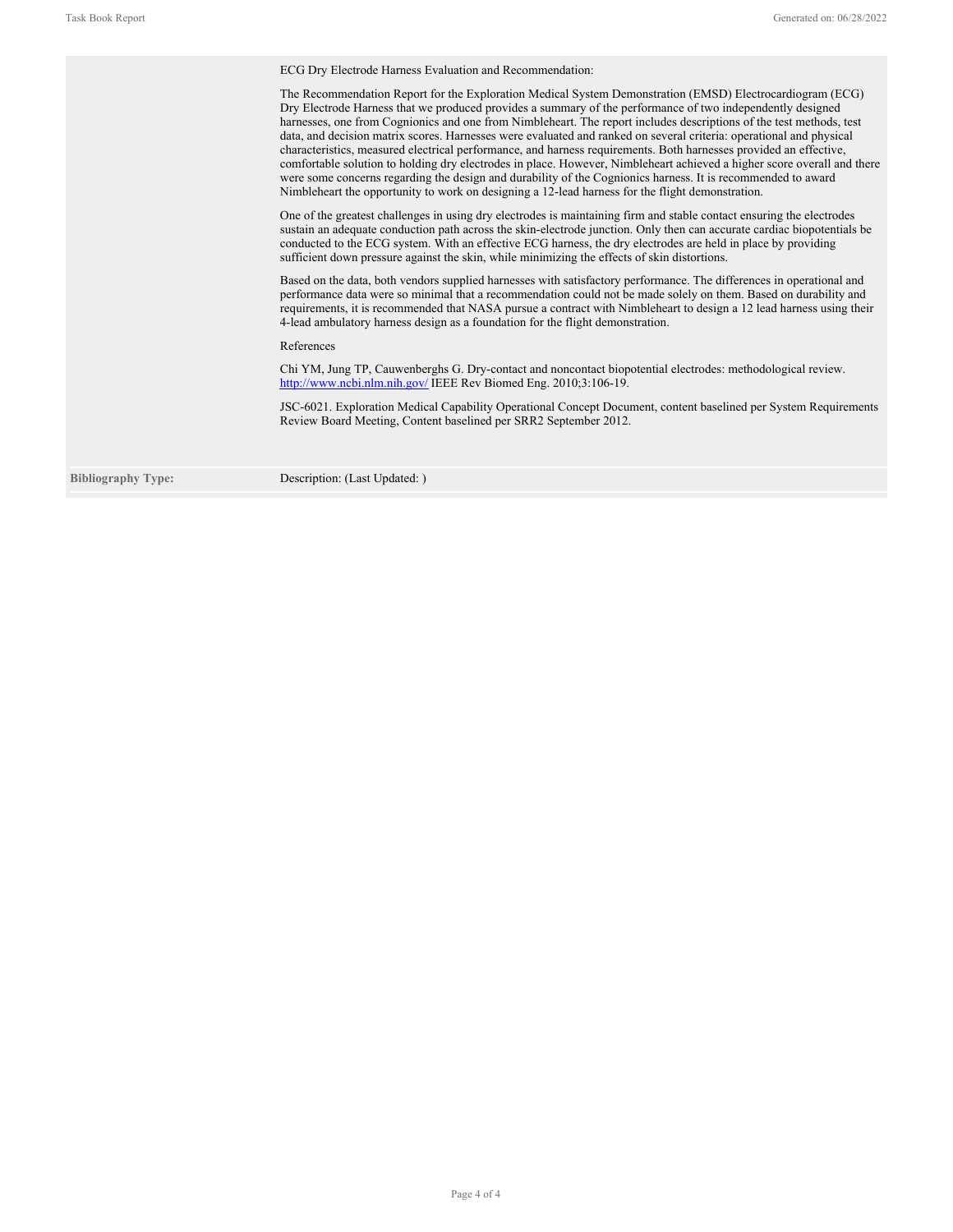ECG Dry Electrode Harness Evaluation and Recommendation:

The Recommendation Report for the Exploration Medical System Demonstration (EMSD) Electrocardiogram (ECG) Dry Electrode Harness that we produced provides a summary of the performance of two independently designed harnesses, one from Cognionics and one from Nimbleheart. The report includes descriptions of the test methods, test data, and decision matrix scores. Harnesses were evaluated and ranked on several criteria: operational and physical characteristics, measured electrical performance, and harness requirements. Both harnesses provided an effective, comfortable solution to holding dry electrodes in place. However, Nimbleheart achieved a higher score overall and there were some concerns regarding the design and durability of the Cognionics harness. It is recommended to award Nimbleheart the opportunity to work on designing a 12-lead harness for the flight demonstration.

One of the greatest challenges in using dry electrodes is maintaining firm and stable contact ensuring the electrodes sustain an adequate conduction path across the skin-electrode junction. Only then can accurate cardiac biopotentials be conducted to the ECG system. With an effective ECG harness, the dry electrodes are held in place by providing sufficient down pressure against the skin, while minimizing the effects of skin distortions.

Based on the data, both vendors supplied harnesses with satisfactory performance. The differences in operational and performance data were so minimal that a recommendation could not be made solely on them. Based on durability and requirements, it is recommended that NASA pursue a contract with Nimbleheart to design a 12 lead harness using their 4-lead ambulatory harness design as a foundation for the flight demonstration.

References

Chi YM, Jung TP, Cauwenberghs G. Dry-contact and noncontact biopotential electrodes: methodological review. http://www.ncbi.nlm.nih.gov/ IEEE Rev Biomed Eng. 2010;3:106-19.

JSC-6021. Exploration Medical Capability Operational Concept Document, content baselined per System Requirements Review Board Meeting, Content baselined per SRR2 September 2012.

| | |
|---|---|
| **Bibliography Type:** | Description: (Last Updated: ) |